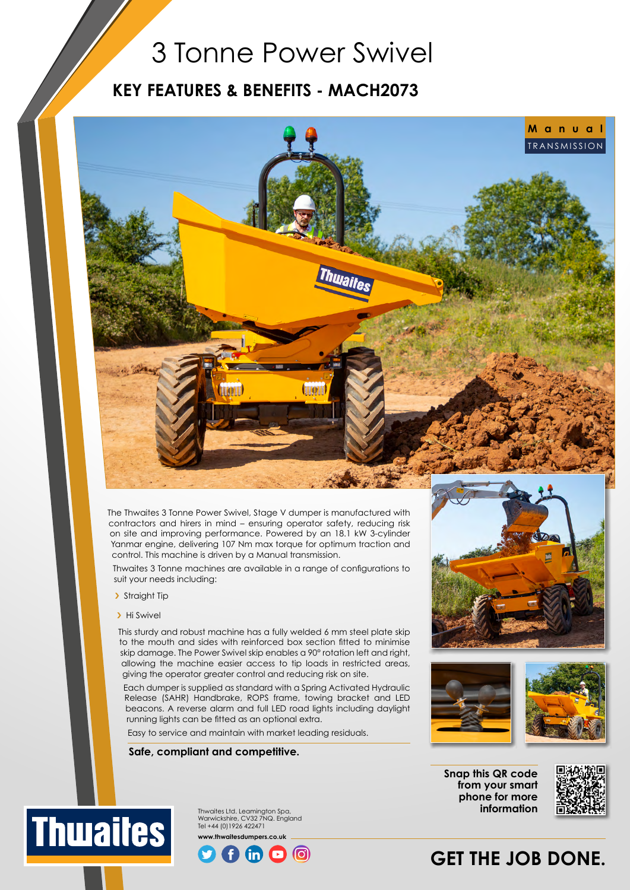# 3 Tonne Power Swivel

## KEY FEATURES & BENEFITS - MACH2073

**Manual** TRANSMISSION

The Thwaites 3 Tonne Power Swivel, Stage V dumper is manufactured with contractors and hirers in mind – ensuring operator safety, reducing risk on site and improving performance. Powered by an 18.1 kW 3-cylinder Yanmar engine, delivering 107 Nm max torque for optimum traction and control. This machine is driven by a Manual transmission.

Thwaites 3 Tonne machines are available in a range of configurations to suit your needs including:

- Straight Tip
- Hi Swivel

This sturdy and robust machine has a fully welded 6 mm steel plate skip to the mouth and sides with reinforced box section fitted to minimise skip damage. The Power Swivel skip enables a 90° rotation left and right, allowing the machine easier access to tip loads in restricted areas, giving the operator greater control and reducing risk on site.

Each dumper is supplied as standard with a Spring Activated Hydraulic Release (SAHR) Handbrake, ROPS frame, towing bracket and LED beacons. A reverse alarm and full LED road lights including daylight running lights can be fitted as an optional extra.

Easy to service and maintain with market leading residuals.

**Safe, compliant and competitive.**

**Snap this QR code from your smart phone for more information**

Thwaites

Thwaites Ltd. Leamington Spa, Warwickshire, CV32 7NQ. England
Tel +44 (0)1926 422471

**www.thwaitesdumpers.co.uk**

**GET THE JOB DONE.**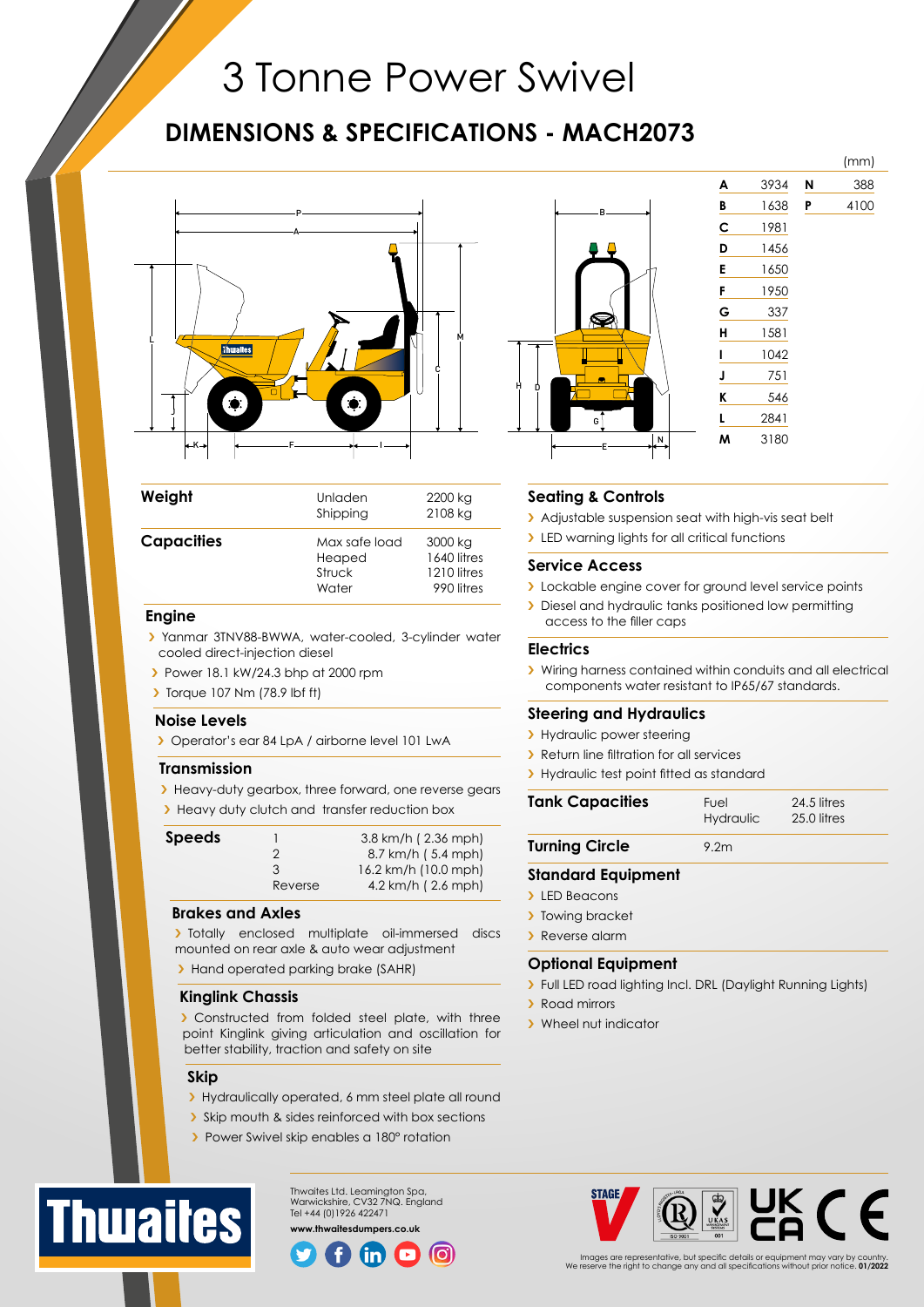# 3 Tonne Power Swivel

## DIMENSIONS & SPECIFICATIONS - MACH2073

(mm)

| | | | |
|---|---|---|---|
| A | 3934 | N | 388 |
| B | 1638 | P | 4100 |
| C | 1981 | | |
| D | 1456 | | |
| E | 1650 | | |
| F | 1950 | | |
| G | 337 | | |
| H | 1581 | | |
| I | 1042 | | |
| J | 751 | | |
| K | 546 | | |
| L | 2841 | | |
| M | 3180 | | |

| | | |
|---|---|---|
| **Weight** | Unladen | 2200 kg |
| | Shipping | 2108 kg |
| **Capacities** | Max safe load | 3000 kg |
| | Heaped | 1640 litres |
| | Struck | 1210 litres |
| | Water | 990 litres |

### Engine
- Yanmar 3TNV88-BWWA, water-cooled, 3-cylinder water cooled direct-injection diesel
- Power 18.1 kW/24.3 bhp at 2000 rpm
- Torque 107 Nm (78.9 lbf ft)

### Noise Levels
- Operator's ear 84 LpA / airborne level 101 LwA

### Transmission
- Heavy-duty gearbox, three forward, one reverse gears
- Heavy duty clutch and transfer box

| | | |
|---|---|---|
| **Speeds** | 1 | 3.8 km/h ( 2.36 mph) |
| | 2 | 8.7 km/h ( 5.4 mph) |
| | 3 | 16.2 km/h (10.0 mph) |
| | Reverse | 4.2 km/h ( 2.6 mph) |

### Brakes and Axles
- Totally enclosed multiplate oil-immersed discs mounted on rear axle & auto wear adjustment
- Hand operated parking brake (SAHR)

### Kinglink Chassis
- Constructed from folded steel plate, with three point Kinglink giving articulation and oscillation for better stability, traction and safety on site

### Skip
- Hydraulically operated, 6 mm steel plate all round
- Skip mouth & sides reinforced with box sections
- Power Swivel skip enables a 180° rotation

### Seating & Controls
- Adjustable suspension seat with high-vis seat belt
- LED warning lights for all critical functions

### Service Access
- Lockable engine cover for ground level service points
- Diesel and hydraulic tanks positioned low permitting access to the filler caps

### Electrics
- Wiring harness contained within conduits and all electrical components water resistant to IP65/67 standards.

### Steering and Hydraulics
- Hydraulic power steering
- Return line filtration for all services
- Hydraulic test point fitted as standard

| | | |
|---|---|---|
| **Tank Capacities** | Fuel | 24.5 litres |
| | Hydraulic | 25.0 litres |
| **Turning Circle** | 9.2m | |

### Standard Equipment
- LED Beacons
- Towing bracket
- Reverse alarm

### Optional Equipment
- Full LED road lighting Incl. DRL (Daylight Running Lights)
- Road mirrors
- Wheel nut indicator

Thwaites

Thwaites Ltd. Leamington Spa, Warwickshire, CV32 7NQ. England
Tel +44 (0)1926 422471
**www.thwaitesdumpers.co.uk**

Images are representative, but specific details or equipment may vary by country.
We reserve the right to change any and all specifications without prior notice. **01/2022**